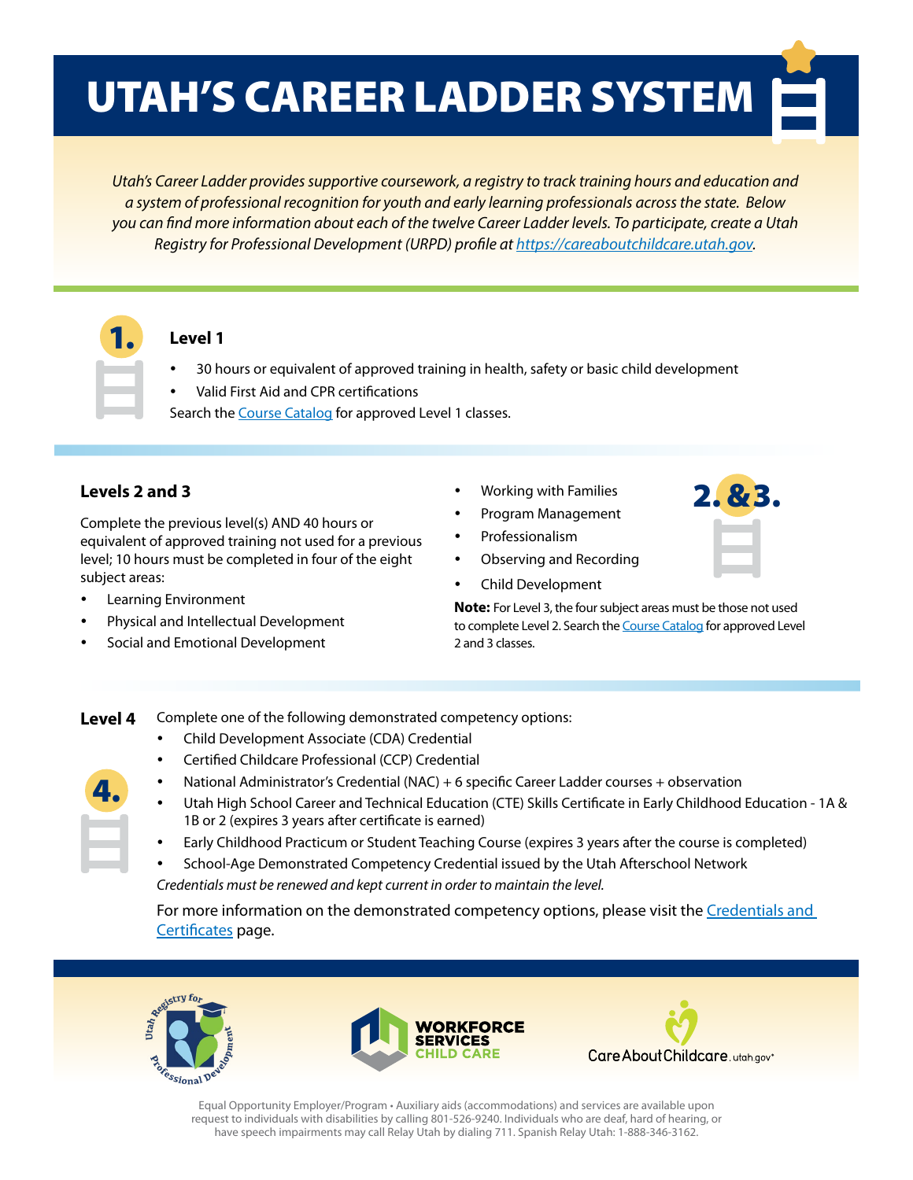# UTAH'S CAREER LADDER SYSTEM

*Utah's Career Ladder provides supportive coursework, a registry to track training hours and education and a system of professional recognition for youth and early learning professionals across the state. Below you can find more information about each of the twelve Career Ladder levels. To participate, create a Utah Registry for Professional Development (URPD) profile at https://careaboutchildcare.utah.gov.*

## Level 1

- 30 hours or equivalent of approved training in health, safety or basic child development
- Valid First Aid and CPR certifications

Search the Course Catalog for approved Level 1 classes.

## Levels 2 and 3

Complete the previous level(s) AND 40 hours or equivalent of approved training not used for a previous level; 10 hours must be completed in four of the eight subject areas:

- Learning Environment
- Physical and Intellectual Development
- Social and Emotional Development
- Working with Families
- Program Management
- Professionalism
- Observing and Recording
- Child Development

**Note:** For Level 3, the four subject areas must be those not used to complete Level 2. Search the Course Catalog for approved Level 2 and 3 classes.

## Level 4

Complete one of the following demonstrated competency options:

- Child Development Associate (CDA) Credential
- Certified Childcare Professional (CCP) Credential
- National Administrator's Credential (NAC) + 6 specific Career Ladder courses + observation
- Utah High School Career and Technical Education (CTE) Skills Certificate in Early Childhood Education - 1A & 1B or 2 (expires 3 years after certificate is earned)
- Early Childhood Practicum or Student Teaching Course (expires 3 years after the course is completed)
- School-Age Demonstrated Competency Credential issued by the Utah Afterschool Network

*Credentials must be renewed and kept current in order to maintain the level.*

For more information on the demonstrated competency options, please visit the Credentials and Certificates page.

Utah Registry for Professional Development · WORKFORCE SERVICES CHILD CARE · CareAboutChildcare.utah.gov

Equal Opportunity Employer/Program • Auxiliary aids (accommodations) and services are available upon request to individuals with disabilities by calling 801-526-9240. Individuals who are deaf, hard of hearing, or have speech impairments may call Relay Utah by dialing 711. Spanish Relay Utah: 1-888-346-3162.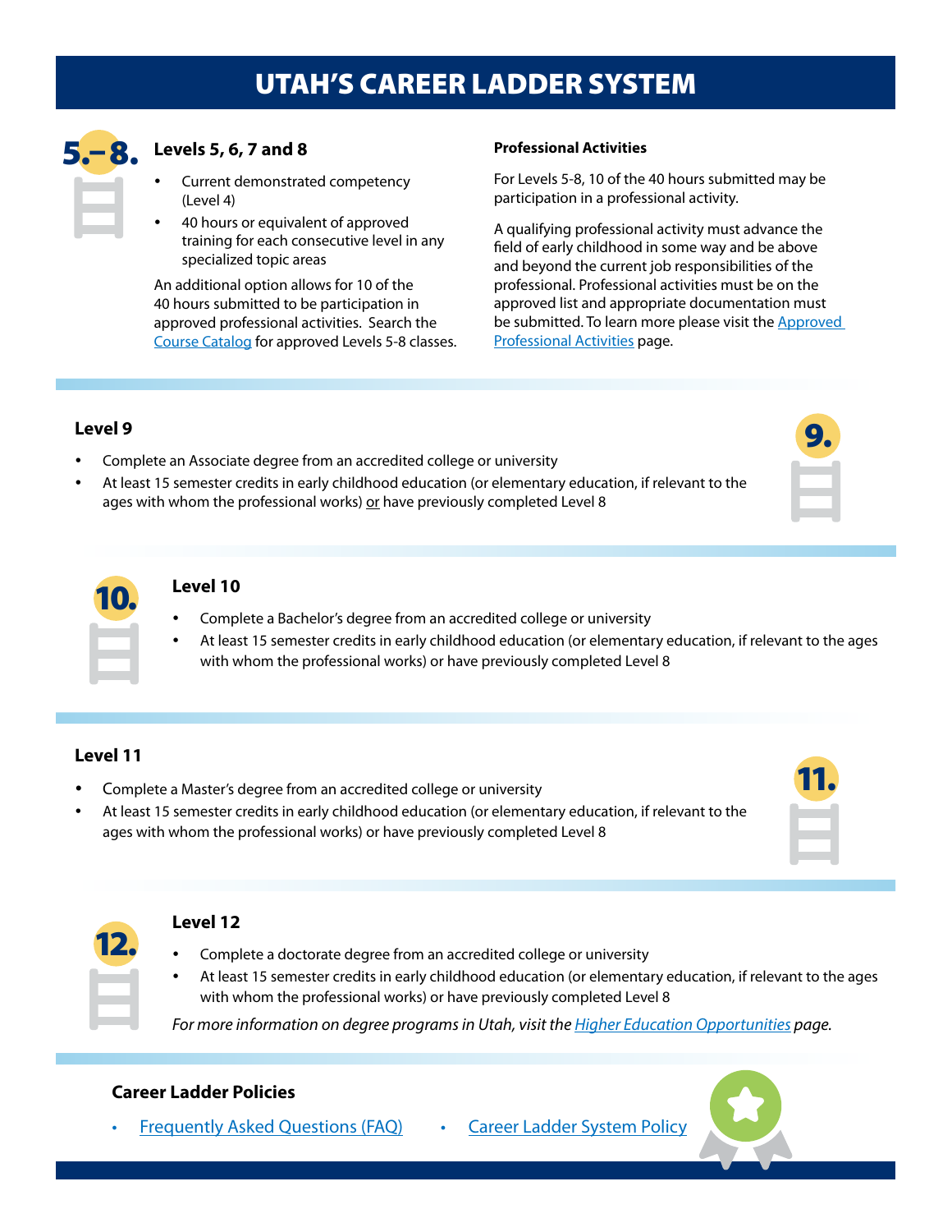# UTAH'S CAREER LADDER SYSTEM

## Levels 5, 6, 7 and 8

- Current demonstrated competency (Level 4)
- 40 hours or equivalent of approved training for each consecutive level in any specialized topic areas

An additional option allows for 10 of the 40 hours submitted to be participation in approved professional activities. Search the Course Catalog for approved Levels 5-8 classes.

### Professional Activities

For Levels 5-8, 10 of the 40 hours submitted may be participation in a professional activity.

A qualifying professional activity must advance the field of early childhood in some way and be above and beyond the current job responsibilities of the professional. Professional activities must be on the approved list and appropriate documentation must be submitted. To learn more please visit the Approved Professional Activities page.

## Level 9

- Complete an Associate degree from an accredited college or university
- At least 15 semester credits in early childhood education (or elementary education, if relevant to the ages with whom the professional works) or have previously completed Level 8

## Level 10

- Complete a Bachelor's degree from an accredited college or university
- At least 15 semester credits in early childhood education (or elementary education, if relevant to the ages with whom the professional works) or have previously completed Level 8

## Level 11

- Complete a Master's degree from an accredited college or university
- At least 15 semester credits in early childhood education (or elementary education, if relevant to the ages with whom the professional works) or have previously completed Level 8

## Level 12

- Complete a doctorate degree from an accredited college or university
- At least 15 semester credits in early childhood education (or elementary education, if relevant to the ages with whom the professional works) or have previously completed Level 8

*For more information on degree programs in Utah, visit the Higher Education Opportunities page.*

## Career Ladder Policies

- Frequently Asked Questions (FAQ)
- Career Ladder System Policy